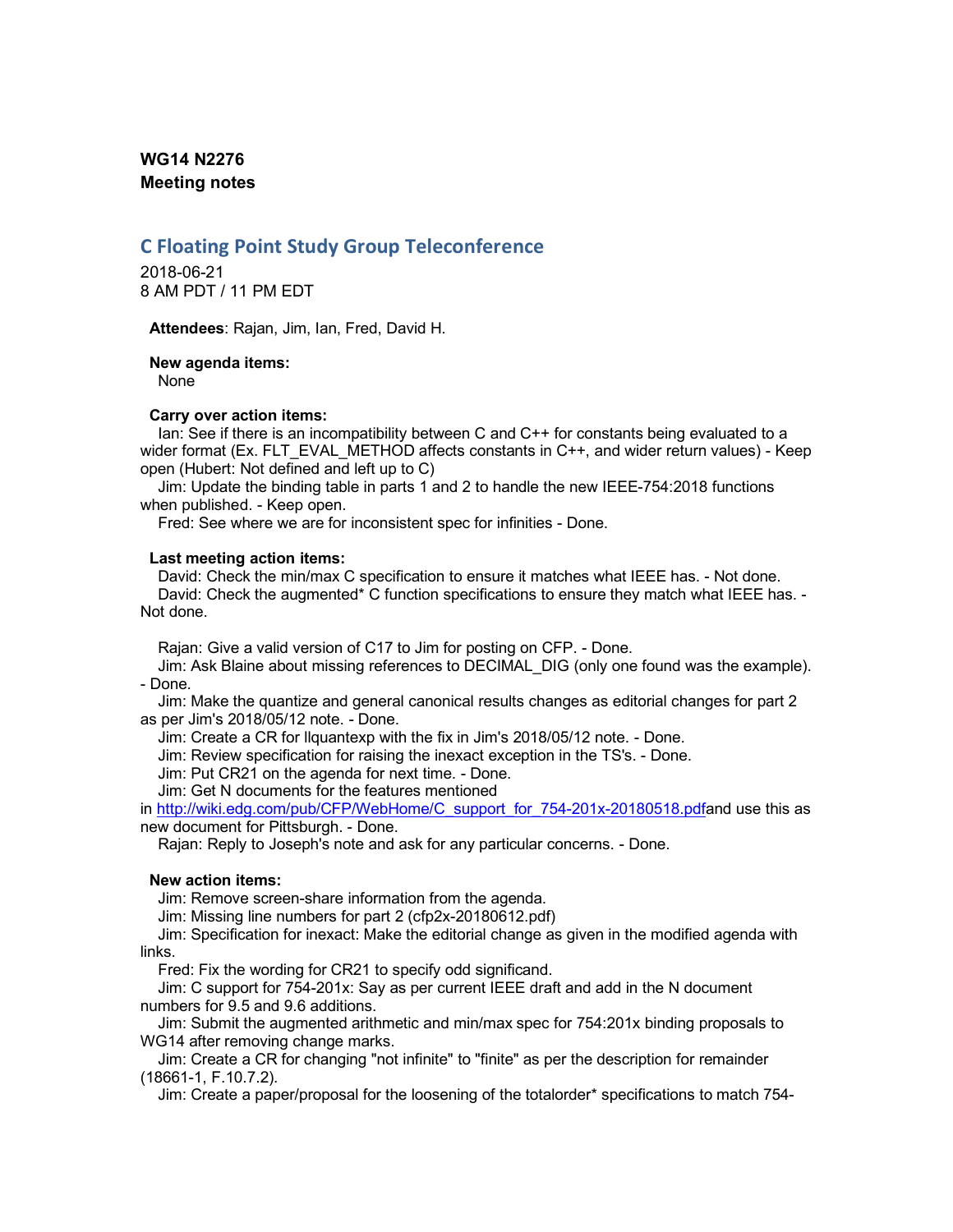**WG14 N2276**
**Meeting notes**

## C Floating Point Study Group Teleconference

2018-06-21
8 AM PDT / 11 PM EDT

**Attendees**: Rajan, Jim, Ian, Fred, David H.

**New agenda items:**
None

**Carry over action items:**
Ian: See if there is an incompatibility between C and C++ for constants being evaluated to a wider format (Ex. FLT_EVAL_METHOD affects constants in C++, and wider return values) - Keep open (Hubert: Not defined and left up to C)
Jim: Update the binding table in parts 1 and 2 to handle the new IEEE-754:2018 functions when published. - Keep open.
Fred: See where we are for inconsistent spec for infinities - Done.

**Last meeting action items:**
David: Check the min/max C specification to ensure it matches what IEEE has. - Not done.
David: Check the augmented* C function specifications to ensure they match what IEEE has. - Not done.

Rajan: Give a valid version of C17 to Jim for posting on CFP. - Done.
Jim: Ask Blaine about missing references to DECIMAL_DIG (only one found was the example). - Done.
Jim: Make the quantize and general canonical results changes as editorial changes for part 2 as per Jim's 2018/05/12 note. - Done.
Jim: Create a CR for llquantexp with the fix in Jim's 2018/05/12 note. - Done.
Jim: Review specification for raising the inexact exception in the TS's. - Done.
Jim: Put CR21 on the agenda for next time. - Done.
Jim: Get N documents for the features mentioned in http://wiki.edg.com/pub/CFP/WebHome/C_support_for_754-201x-20180518.pdfand use this as new document for Pittsburgh. - Done.
Rajan: Reply to Joseph's note and ask for any particular concerns. - Done.

**New action items:**
Jim: Remove screen-share information from the agenda.
Jim: Missing line numbers for part 2 (cfp2x-20180612.pdf)
Jim: Specification for inexact: Make the editorial change as given in the modified agenda with links.
Fred: Fix the wording for CR21 to specify odd significand.
Jim: C support for 754-201x: Say as per current IEEE draft and add in the N document numbers for 9.5 and 9.6 additions.
Jim: Submit the augmented arithmetic and min/max spec for 754:201x binding proposals to WG14 after removing change marks.
Jim: Create a CR for changing "not infinite" to "finite" as per the description for remainder (18661-1, F.10.7.2).
Jim: Create a paper/proposal for the loosening of the totalorder* specifications to match 754-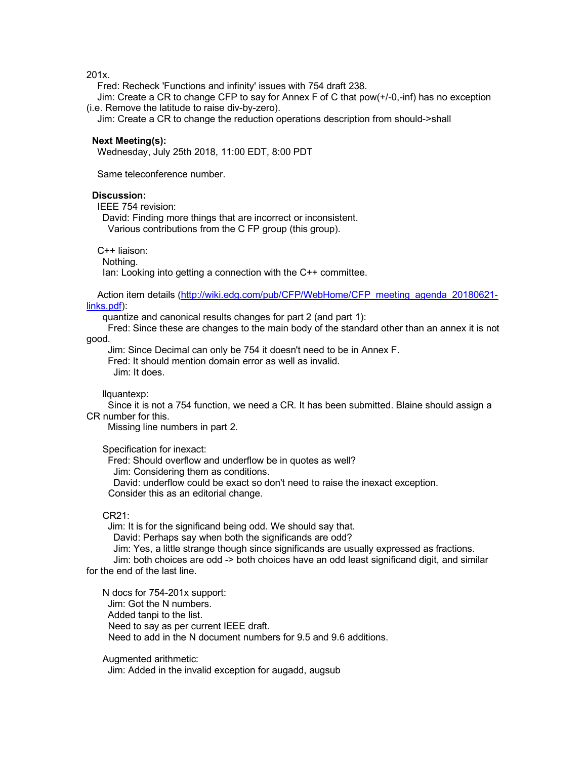201x.

Fred: Recheck 'Functions and infinity' issues with 754 draft 238.

Jim: Create a CR to change CFP to say for Annex F of C that pow(+/-0,-inf) has no exception (i.e. Remove the latitude to raise div-by-zero).

Jim: Create a CR to change the reduction operations description from should->shall

**Next Meeting(s):**

Wednesday, July 25th 2018, 11:00 EDT, 8:00 PDT

Same teleconference number.

**Discussion:**

IEEE 754 revision:

David: Finding more things that are incorrect or inconsistent.

Various contributions from the C FP group (this group).

C++ liaison:

Nothing.

Ian: Looking into getting a connection with the C++ committee.

Action item details ([http://wiki.edg.com/pub/CFP/WebHome/CFP_meeting_agenda_20180621-links.pdf](http://wiki.edg.com/pub/CFP/WebHome/CFP_meeting_agenda_20180621-links.pdf)):

quantize and canonical results changes for part 2 (and part 1):

Fred: Since these are changes to the main body of the standard other than an annex it is not good.

Jim: Since Decimal can only be 754 it doesn't need to be in Annex F.

Fred: It should mention domain error as well as invalid.

Jim: It does.

llquantexp:

Since it is not a 754 function, we need a CR. It has been submitted. Blaine should assign a CR number for this.

Missing line numbers in part 2.

Specification for inexact:

Fred: Should overflow and underflow be in quotes as well?

Jim: Considering them as conditions.

David: underflow could be exact so don't need to raise the inexact exception.

Consider this as an editorial change.

CR21:

Jim: It is for the significand being odd. We should say that.

David: Perhaps say when both the significands are odd?

Jim: Yes, a little strange though since significands are usually expressed as fractions.

Jim: both choices are odd -> both choices have an odd least significand digit, and similar for the end of the last line.

N docs for 754-201x support:

Jim: Got the N numbers.

Added tanpi to the list.

Need to say as per current IEEE draft.

Need to add in the N document numbers for 9.5 and 9.6 additions.

Augmented arithmetic:

Jim: Added in the invalid exception for augadd, augsub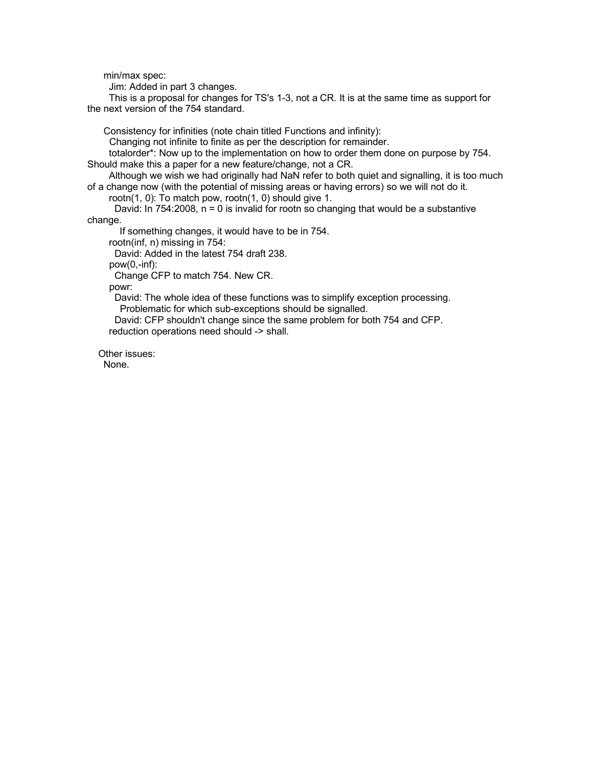min/max spec:
- Jim: Added in part 3 changes.
- This is a proposal for changes for TS's 1-3, not a CR. It is at the same time as support for the next version of the 754 standard.

Consistency for infinities (note chain titled Functions and infinity):
- Changing not infinite to finite as per the description for remainder.
- totalorder*: Now up to the implementation on how to order them done on purpose by 754. Should make this a paper for a new feature/change, not a CR.
- Although we wish we had originally had NaN refer to both quiet and signalling, it is too much of a change now (with the potential of missing areas or having errors) so we will not do it.
- rootn(1, 0): To match pow, rootn(1, 0) should give 1.
  - David: In 754:2008, n = 0 is invalid for rootn so changing that would be a substantive change.
    - If something changes, it would have to be in 754.
- rootn(inf, n) missing in 754:
  - David: Added in the latest 754 draft 238.
- pow(0,-inf):
  - Change CFP to match 754. New CR.
- powr:
  - David: The whole idea of these functions was to simplify exception processing.
    - Problematic for which sub-exceptions should be signalled.
  - David: CFP shouldn't change since the same problem for both 754 and CFP.
- reduction operations need should -> shall.

Other issues:
- None.